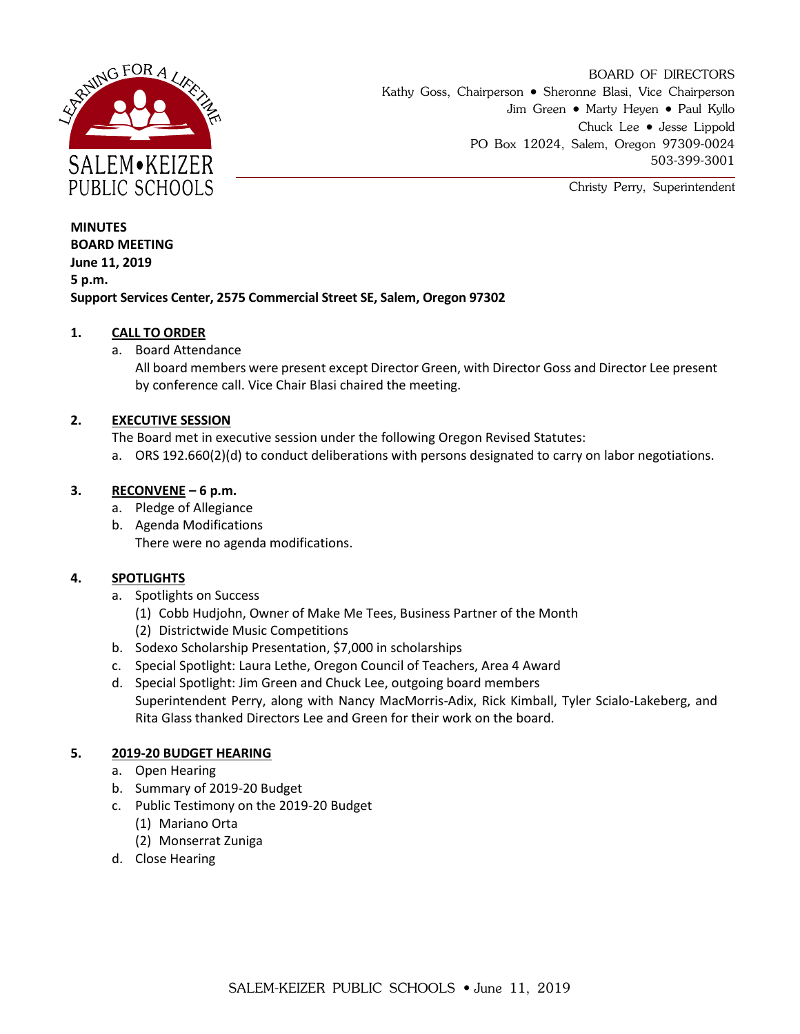BOARD OF DIRECTORS
Kathy Goss, Chairperson • Sheronne Blasi, Vice Chairperson
Jim Green • Marty Heyen • Paul Kyllo
Chuck Lee • Jesse Lippold
PO Box 12024, Salem, Oregon 97309-0024
503-399-3001

Christy Perry, Superintendent

**MINUTES**
**BOARD MEETING**
**June 11, 2019**
**5 p.m.**
**Support Services Center, 2575 Commercial Street SE, Salem, Oregon 97302**

**1. CALL TO ORDER**

a. Board Attendance
All board members were present except Director Green, with Director Goss and Director Lee present by conference call. Vice Chair Blasi chaired the meeting.

**2. EXECUTIVE SESSION**

The Board met in executive session under the following Oregon Revised Statutes:

a. ORS 192.660(2)(d) to conduct deliberations with persons designated to carry on labor negotiations.

**3. RECONVENE – 6 p.m.**

a. Pledge of Allegiance
b. Agenda Modifications
There were no agenda modifications.

**4. SPOTLIGHTS**

a. Spotlights on Success
(1) Cobb Hudjohn, Owner of Make Me Tees, Business Partner of the Month
(2) Districtwide Music Competitions
b. Sodexo Scholarship Presentation, $7,000 in scholarships
c. Special Spotlight: Laura Lethe, Oregon Council of Teachers, Area 4 Award
d. Special Spotlight: Jim Green and Chuck Lee, outgoing board members
Superintendent Perry, along with Nancy MacMorris-Adix, Rick Kimball, Tyler Scialo-Lakeberg, and Rita Glass thanked Directors Lee and Green for their work on the board.

**5. 2019-20 BUDGET HEARING**

a. Open Hearing
b. Summary of 2019-20 Budget
c. Public Testimony on the 2019-20 Budget
(1) Mariano Orta
(2) Monserrat Zuniga
d. Close Hearing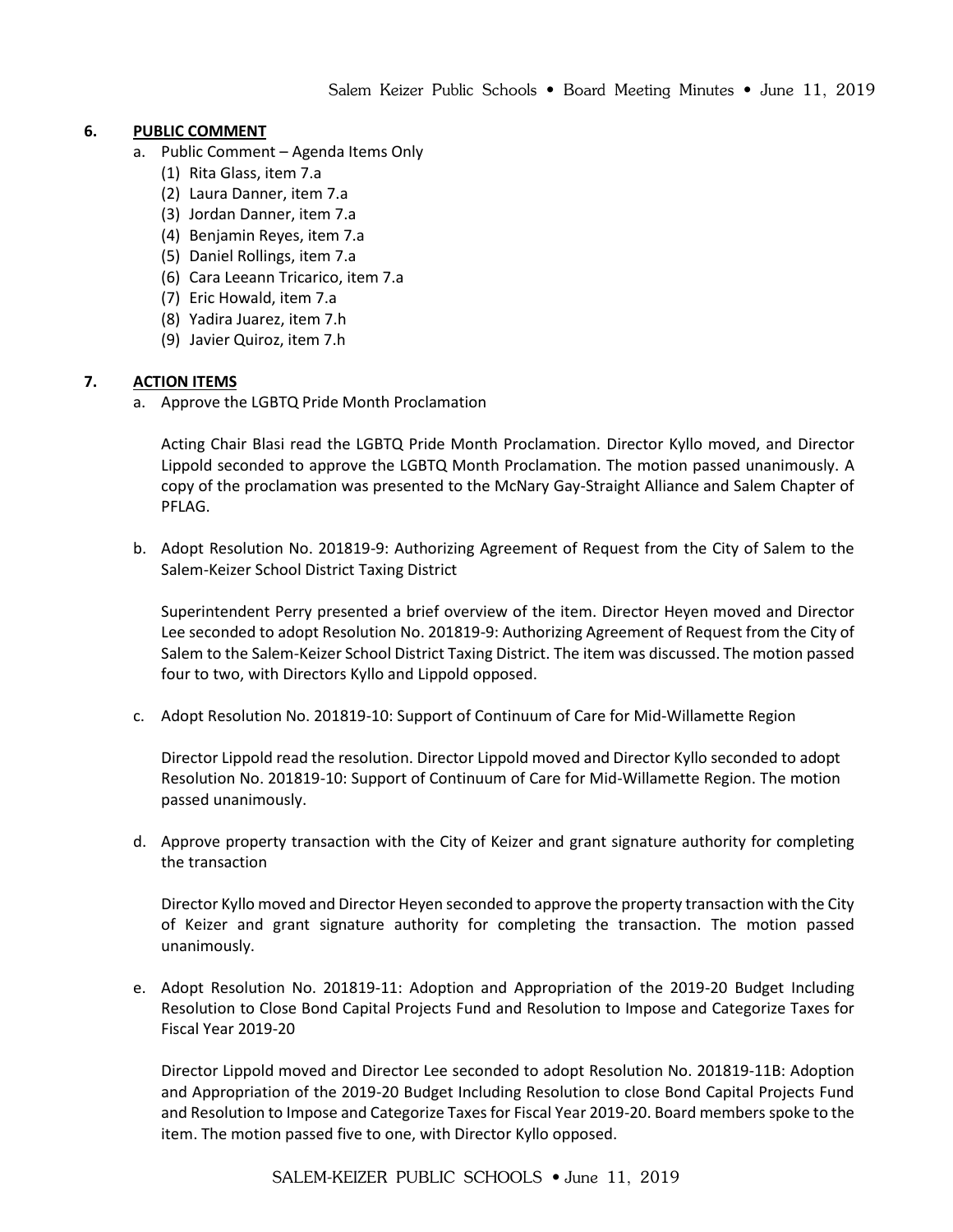## 6. PUBLIC COMMENT

a. Public Comment – Agenda Items Only
   (1) Rita Glass, item 7.a
   (2) Laura Danner, item 7.a
   (3) Jordan Danner, item 7.a
   (4) Benjamin Reyes, item 7.a
   (5) Daniel Rollings, item 7.a
   (6) Cara Leeann Tricarico, item 7.a
   (7) Eric Howald, item 7.a
   (8) Yadira Juarez, item 7.h
   (9) Javier Quiroz, item 7.h

## 7. ACTION ITEMS

a. Approve the LGBTQ Pride Month Proclamation

   Acting Chair Blasi read the LGBTQ Pride Month Proclamation. Director Kyllo moved, and Director Lippold seconded to approve the LGBTQ Month Proclamation. The motion passed unanimously. A copy of the proclamation was presented to the McNary Gay-Straight Alliance and Salem Chapter of PFLAG.

b. Adopt Resolution No. 201819-9: Authorizing Agreement of Request from the City of Salem to the Salem-Keizer School District Taxing District

   Superintendent Perry presented a brief overview of the item. Director Heyen moved and Director Lee seconded to adopt Resolution No. 201819-9: Authorizing Agreement of Request from the City of Salem to the Salem-Keizer School District Taxing District. The item was discussed. The motion passed four to two, with Directors Kyllo and Lippold opposed.

c. Adopt Resolution No. 201819-10: Support of Continuum of Care for Mid-Willamette Region

   Director Lippold read the resolution. Director Lippold moved and Director Kyllo seconded to adopt Resolution No. 201819-10: Support of Continuum of Care for Mid-Willamette Region. The motion passed unanimously.

d. Approve property transaction with the City of Keizer and grant signature authority for completing the transaction

   Director Kyllo moved and Director Heyen seconded to approve the property transaction with the City of Keizer and grant signature authority for completing the transaction. The motion passed unanimously.

e. Adopt Resolution No. 201819-11: Adoption and Appropriation of the 2019-20 Budget Including Resolution to Close Bond Capital Projects Fund and Resolution to Impose and Categorize Taxes for Fiscal Year 2019-20

   Director Lippold moved and Director Lee seconded to adopt Resolution No. 201819-11B: Adoption and Appropriation of the 2019-20 Budget Including Resolution to close Bond Capital Projects Fund and Resolution to Impose and Categorize Taxes for Fiscal Year 2019-20. Board members spoke to the item. The motion passed five to one, with Director Kyllo opposed.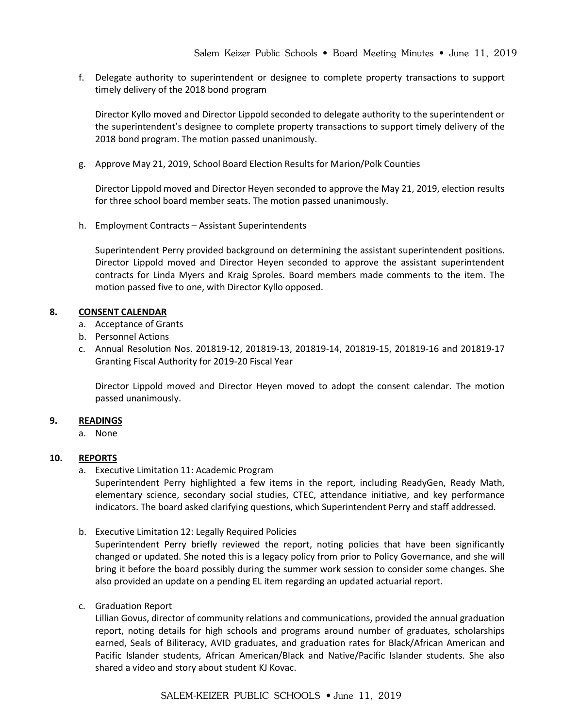f. Delegate authority to superintendent or designee to complete property transactions to support timely delivery of the 2018 bond program

   Director Kyllo moved and Director Lippold seconded to delegate authority to the superintendent or the superintendent's designee to complete property transactions to support timely delivery of the 2018 bond program. The motion passed unanimously.

g. Approve May 21, 2019, School Board Election Results for Marion/Polk Counties

   Director Lippold moved and Director Heyen seconded to approve the May 21, 2019, election results for three school board member seats. The motion passed unanimously.

h. Employment Contracts – Assistant Superintendents

   Superintendent Perry provided background on determining the assistant superintendent positions. Director Lippold moved and Director Heyen seconded to approve the assistant superintendent contracts for Linda Myers and Kraig Sproles. Board members made comments to the item. The motion passed five to one, with Director Kyllo opposed.

## 8. CONSENT CALENDAR

a. Acceptance of Grants
b. Personnel Actions
c. Annual Resolution Nos. 201819-12, 201819-13, 201819-14, 201819-15, 201819-16 and 201819-17 Granting Fiscal Authority for 2019-20 Fiscal Year

   Director Lippold moved and Director Heyen moved to adopt the consent calendar. The motion passed unanimously.

## 9. READINGS

a. None

## 10. REPORTS

a. Executive Limitation 11: Academic Program
   Superintendent Perry highlighted a few items in the report, including ReadyGen, Ready Math, elementary science, secondary social studies, CTEC, attendance initiative, and key performance indicators. The board asked clarifying questions, which Superintendent Perry and staff addressed.

b. Executive Limitation 12: Legally Required Policies
   Superintendent Perry briefly reviewed the report, noting policies that have been significantly changed or updated. She noted this is a legacy policy from prior to Policy Governance, and she will bring it before the board possibly during the summer work session to consider some changes. She also provided an update on a pending EL item regarding an updated actuarial report.

c. Graduation Report
   Lillian Govus, director of community relations and communications, provided the annual graduation report, noting details for high schools and programs around number of graduates, scholarships earned, Seals of Biliteracy, AVID graduates, and graduation rates for Black/African American and Pacific Islander students, African American/Black and Native/Pacific Islander students. She also shared a video and story about student KJ Kovac.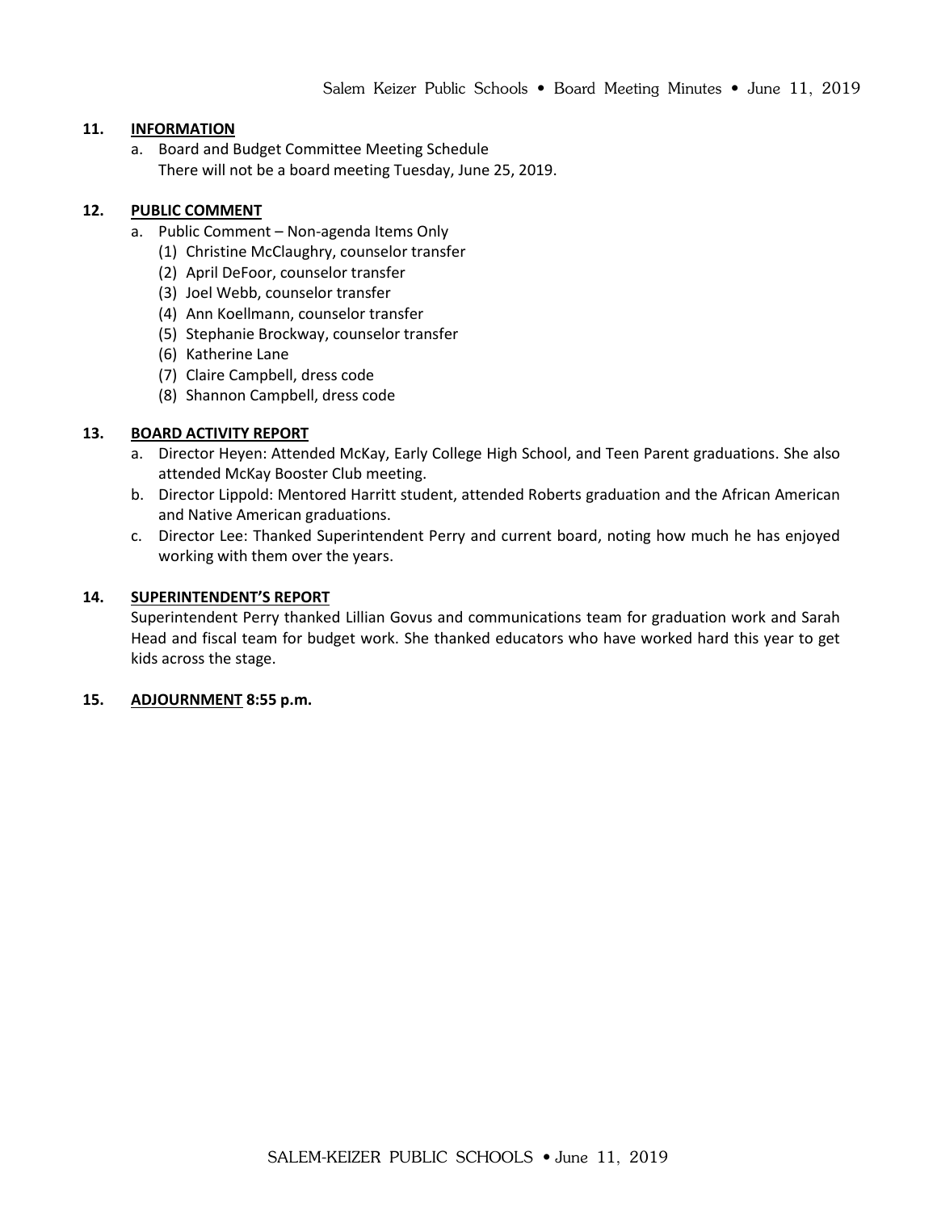**11. INFORMATION**

a. Board and Budget Committee Meeting Schedule
   There will not be a board meeting Tuesday, June 25, 2019.

**12. PUBLIC COMMENT**

a. Public Comment – Non-agenda Items Only
   (1) Christine McClaughry, counselor transfer
   (2) April DeFoor, counselor transfer
   (3) Joel Webb, counselor transfer
   (4) Ann Koellmann, counselor transfer
   (5) Stephanie Brockway, counselor transfer
   (6) Katherine Lane
   (7) Claire Campbell, dress code
   (8) Shannon Campbell, dress code

**13. BOARD ACTIVITY REPORT**

a. Director Heyen: Attended McKay, Early College High School, and Teen Parent graduations. She also attended McKay Booster Club meeting.
b. Director Lippold: Mentored Harritt student, attended Roberts graduation and the African American and Native American graduations.
c. Director Lee: Thanked Superintendent Perry and current board, noting how much he has enjoyed working with them over the years.

**14. SUPERINTENDENT'S REPORT**

Superintendent Perry thanked Lillian Govus and communications team for graduation work and Sarah Head and fiscal team for budget work. She thanked educators who have worked hard this year to get kids across the stage.

**15. ADJOURNMENT 8:55 p.m.**